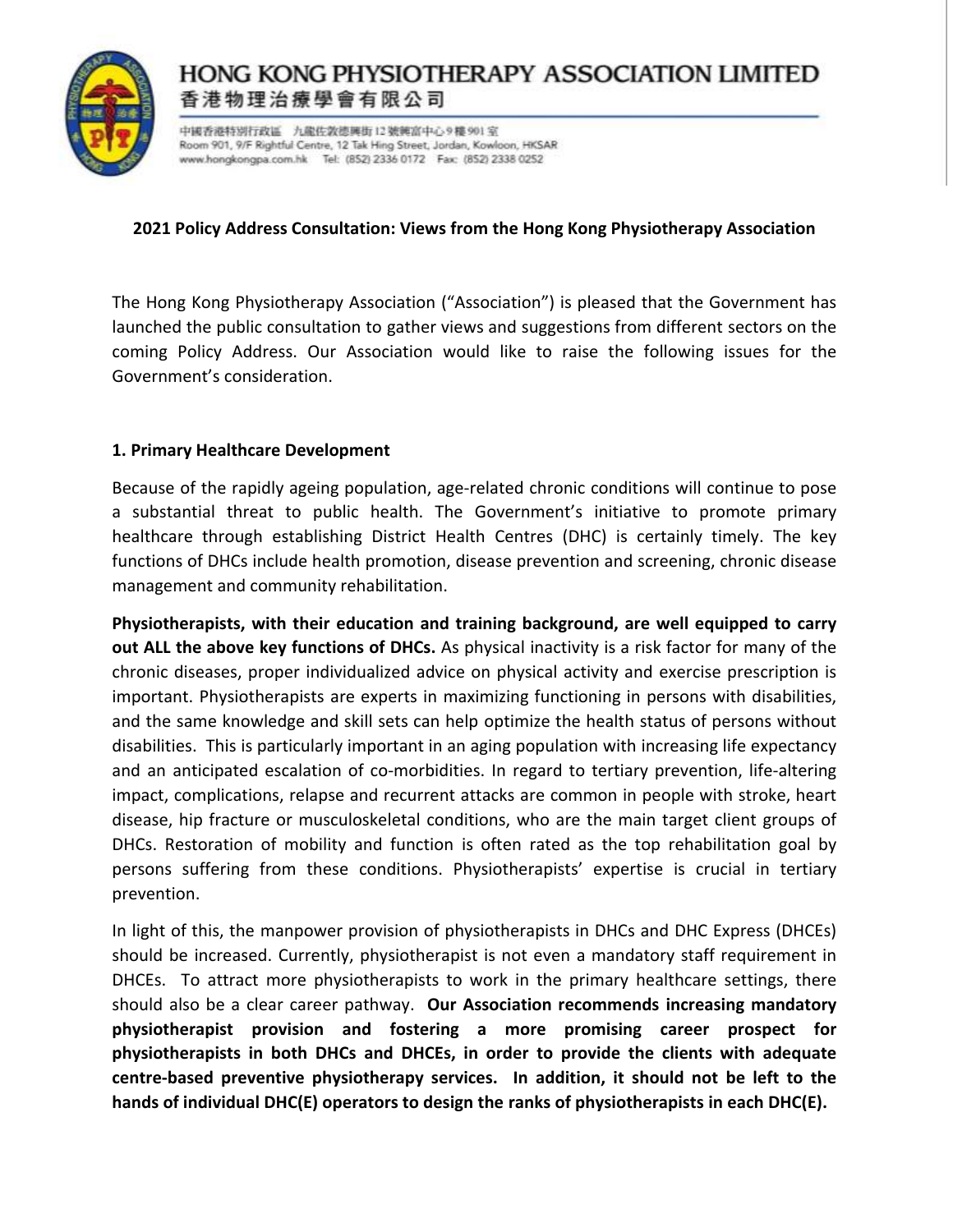# HONG KONG PHYSIOTHERAPY ASSOCIATION LIMITED
香港物理治療學會有限公司

中國香港特別行政區 九龍佐敦德興街 12 號興富中心 9 樓 901 室
Room 901, 9/F Rightful Centre, 12 Tak Hing Street, Jordan, Kowloon, HKSAR
www.hongkongpa.com.hk Tel: (852) 2336 0172 Fax: (852) 2338 0252

**2021 Policy Address Consultation: Views from the Hong Kong Physiotherapy Association**

The Hong Kong Physiotherapy Association ("Association") is pleased that the Government has launched the public consultation to gather views and suggestions from different sectors on the coming Policy Address. Our Association would like to raise the following issues for the Government's consideration.

## 1. Primary Healthcare Development

Because of the rapidly ageing population, age-related chronic conditions will continue to pose a substantial threat to public health. The Government's initiative to promote primary healthcare through establishing District Health Centres (DHC) is certainly timely. The key functions of DHCs include health promotion, disease prevention and screening, chronic disease management and community rehabilitation.

**Physiotherapists, with their education and training background, are well equipped to carry out ALL the above key functions of DHCs.** As physical inactivity is a risk factor for many of the chronic diseases, proper individualized advice on physical activity and exercise prescription is important. Physiotherapists are experts in maximizing functioning in persons with disabilities, and the same knowledge and skill sets can help optimize the health status of persons without disabilities. This is particularly important in an aging population with increasing life expectancy and an anticipated escalation of co-morbidities. In regard to tertiary prevention, life-altering impact, complications, relapse and recurrent attacks are common in people with stroke, heart disease, hip fracture or musculoskeletal conditions, who are the main target client groups of DHCs. Restoration of mobility and function is often rated as the top rehabilitation goal by persons suffering from these conditions. Physiotherapists' expertise is crucial in tertiary prevention.

In light of this, the manpower provision of physiotherapists in DHCs and DHC Express (DHCEs) should be increased. Currently, physiotherapist is not even a mandatory staff requirement in DHCEs. To attract more physiotherapists to work in the primary healthcare settings, there should also be a clear career pathway. **Our Association recommends increasing mandatory physiotherapist provision and fostering a more promising career prospect for physiotherapists in both DHCs and DHCEs, in order to provide the clients with adequate centre-based preventive physiotherapy services. In addition, it should not be left to the hands of individual DHC(E) operators to design the ranks of physiotherapists in each DHC(E).**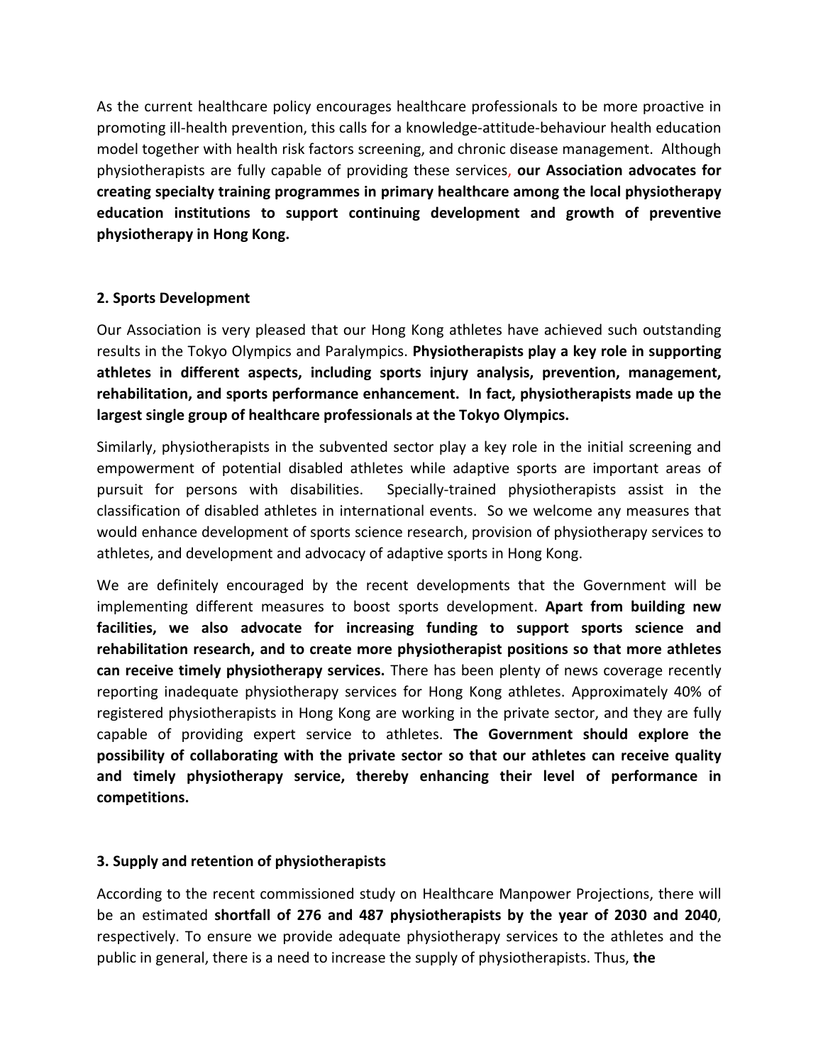As the current healthcare policy encourages healthcare professionals to be more proactive in promoting ill-health prevention, this calls for a knowledge-attitude-behaviour health education model together with health risk factors screening, and chronic disease management. Although physiotherapists are fully capable of providing these services, **our Association advocates for creating specialty training programmes in primary healthcare among the local physiotherapy education institutions to support continuing development and growth of preventive physiotherapy in Hong Kong.**

## 2. Sports Development

Our Association is very pleased that our Hong Kong athletes have achieved such outstanding results in the Tokyo Olympics and Paralympics. **Physiotherapists play a key role in supporting athletes in different aspects, including sports injury analysis, prevention, management, rehabilitation, and sports performance enhancement. In fact, physiotherapists made up the largest single group of healthcare professionals at the Tokyo Olympics.**

Similarly, physiotherapists in the subvented sector play a key role in the initial screening and empowerment of potential disabled athletes while adaptive sports are important areas of pursuit for persons with disabilities. Specially-trained physiotherapists assist in the classification of disabled athletes in international events. So we welcome any measures that would enhance development of sports science research, provision of physiotherapy services to athletes, and development and advocacy of adaptive sports in Hong Kong.

We are definitely encouraged by the recent developments that the Government will be implementing different measures to boost sports development. **Apart from building new facilities, we also advocate for increasing funding to support sports science and rehabilitation research, and to create more physiotherapist positions so that more athletes can receive timely physiotherapy services.** There has been plenty of news coverage recently reporting inadequate physiotherapy services for Hong Kong athletes. Approximately 40% of registered physiotherapists in Hong Kong are working in the private sector, and they are fully capable of providing expert service to athletes. **The Government should explore the possibility of collaborating with the private sector so that our athletes can receive quality and timely physiotherapy service, thereby enhancing their level of performance in competitions.**

## 3. Supply and retention of physiotherapists

According to the recent commissioned study on Healthcare Manpower Projections, there will be an estimated **shortfall of 276 and 487 physiotherapists by the year of 2030 and 2040**, respectively. To ensure we provide adequate physiotherapy services to the athletes and the public in general, there is a need to increase the supply of physiotherapists. Thus, **the**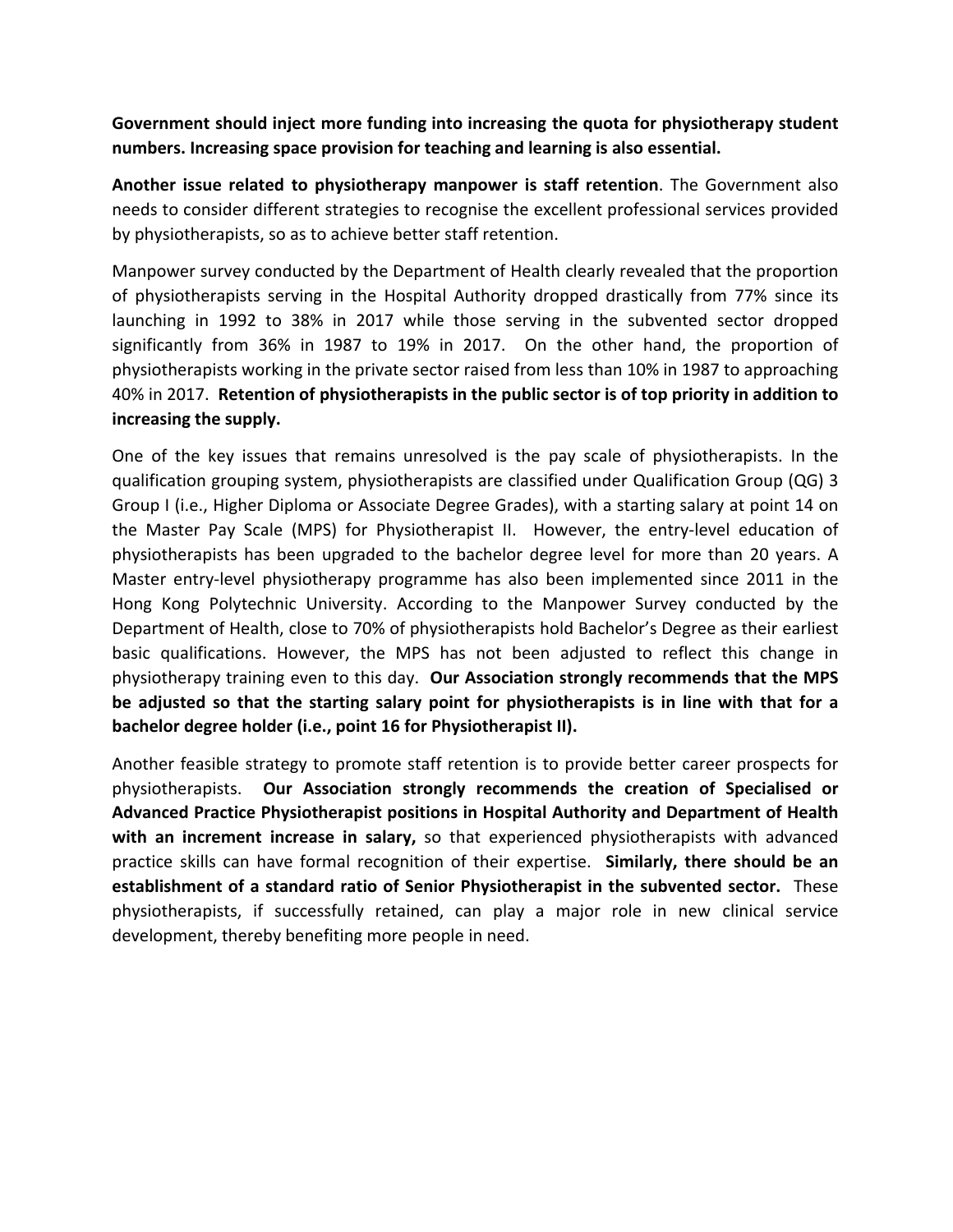**Government should inject more funding into increasing the quota for physiotherapy student numbers. Increasing space provision for teaching and learning is also essential.**

**Another issue related to physiotherapy manpower is staff retention**. The Government also needs to consider different strategies to recognise the excellent professional services provided by physiotherapists, so as to achieve better staff retention.

Manpower survey conducted by the Department of Health clearly revealed that the proportion of physiotherapists serving in the Hospital Authority dropped drastically from 77% since its launching in 1992 to 38% in 2017 while those serving in the subvented sector dropped significantly from 36% in 1987 to 19% in 2017. On the other hand, the proportion of physiotherapists working in the private sector raised from less than 10% in 1987 to approaching 40% in 2017. **Retention of physiotherapists in the public sector is of top priority in addition to increasing the supply.**

One of the key issues that remains unresolved is the pay scale of physiotherapists. In the qualification grouping system, physiotherapists are classified under Qualification Group (QG) 3 Group I (i.e., Higher Diploma or Associate Degree Grades), with a starting salary at point 14 on the Master Pay Scale (MPS) for Physiotherapist II. However, the entry-level education of physiotherapists has been upgraded to the bachelor degree level for more than 20 years. A Master entry-level physiotherapy programme has also been implemented since 2011 in the Hong Kong Polytechnic University. According to the Manpower Survey conducted by the Department of Health, close to 70% of physiotherapists hold Bachelor's Degree as their earliest basic qualifications. However, the MPS has not been adjusted to reflect this change in physiotherapy training even to this day. **Our Association strongly recommends that the MPS be adjusted so that the starting salary point for physiotherapists is in line with that for a bachelor degree holder (i.e., point 16 for Physiotherapist II).**

Another feasible strategy to promote staff retention is to provide better career prospects for physiotherapists. **Our Association strongly recommends the creation of Specialised or Advanced Practice Physiotherapist positions in Hospital Authority and Department of Health with an increment increase in salary,** so that experienced physiotherapists with advanced practice skills can have formal recognition of their expertise. **Similarly, there should be an establishment of a standard ratio of Senior Physiotherapist in the subvented sector.** These physiotherapists, if successfully retained, can play a major role in new clinical service development, thereby benefiting more people in need.